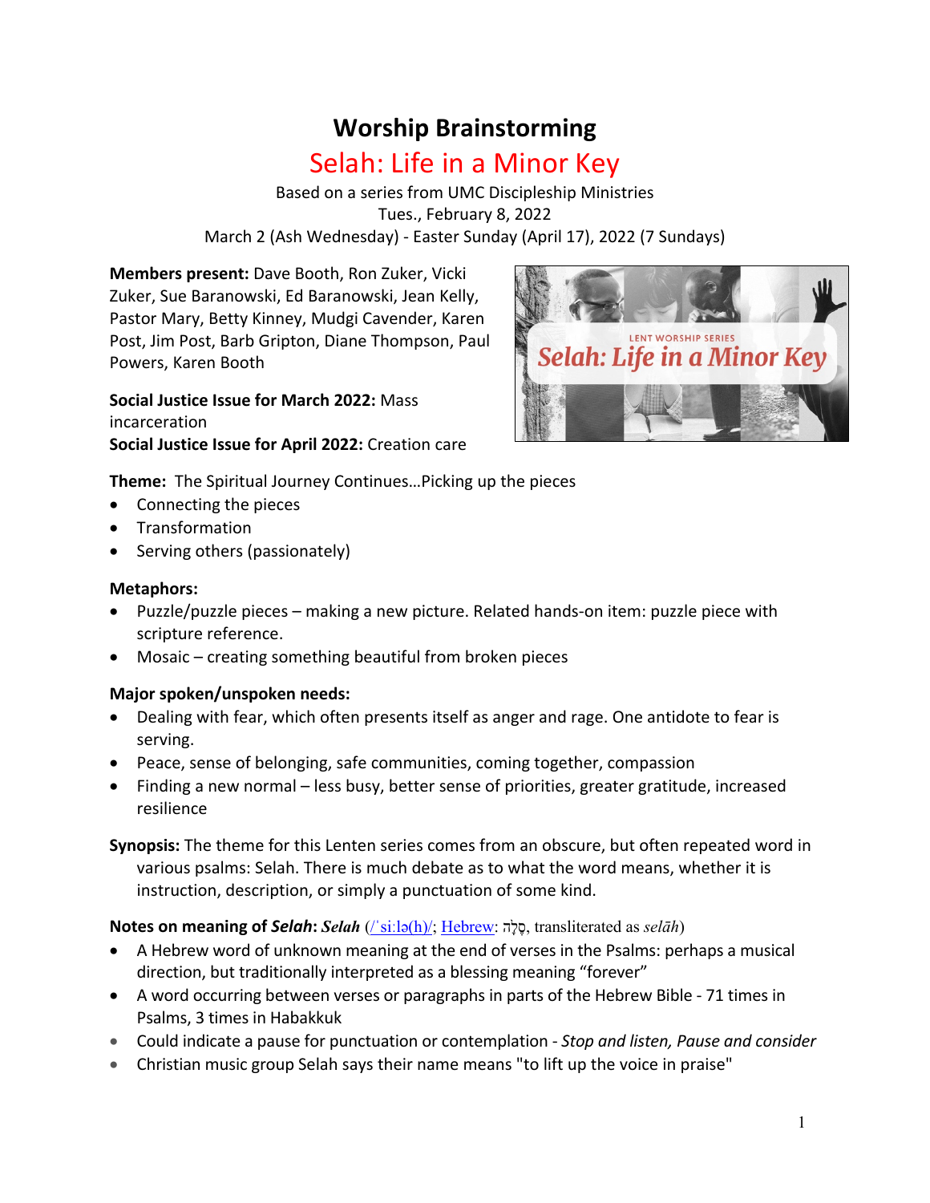# Worship Brainstorming

## Selah: Life in a Minor Key

Based on a series from UMC Discipleship Ministries
Tues., February 8, 2022
March 2 (Ash Wednesday) - Easter Sunday (April 17), 2022 (7 Sundays)

**Members present:** Dave Booth, Ron Zuker, Vicki Zuker, Sue Baranowski, Ed Baranowski, Jean Kelly, Pastor Mary, Betty Kinney, Mudgi Cavender, Karen Post, Jim Post, Barb Gripton, Diane Thompson, Paul Powers, Karen Booth

**Social Justice Issue for March 2022:** Mass incarceration
**Social Justice Issue for April 2022:** Creation care

**Theme:** The Spiritual Journey Continues…Picking up the pieces

- Connecting the pieces
- Transformation
- Serving others (passionately)

**Metaphors:**

- Puzzle/puzzle pieces – making a new picture. Related hands-on item: puzzle piece with scripture reference.
- Mosaic – creating something beautiful from broken pieces

**Major spoken/unspoken needs:**

- Dealing with fear, which often presents itself as anger and rage. One antidote to fear is serving.
- Peace, sense of belonging, safe communities, coming together, compassion
- Finding a new normal – less busy, better sense of priorities, greater gratitude, increased resilience

**Synopsis:** The theme for this Lenten series comes from an obscure, but often repeated word in various psalms: Selah. There is much debate as to what the word means, whether it is instruction, description, or simply a punctuation of some kind.

**Notes on meaning of *Selah*:** ***Selah*** (/ˈsiːlə(h)/; Hebrew: סֶלָה, transliterated as *selāh*)

- A Hebrew word of unknown meaning at the end of verses in the Psalms: perhaps a musical direction, but traditionally interpreted as a blessing meaning "forever"
- A word occurring between verses or paragraphs in parts of the Hebrew Bible - 71 times in Psalms, 3 times in Habakkuk
- Could indicate a pause for punctuation or contemplation - *Stop and listen, Pause and consider*
- Christian music group Selah says their name means "to lift up the voice in praise"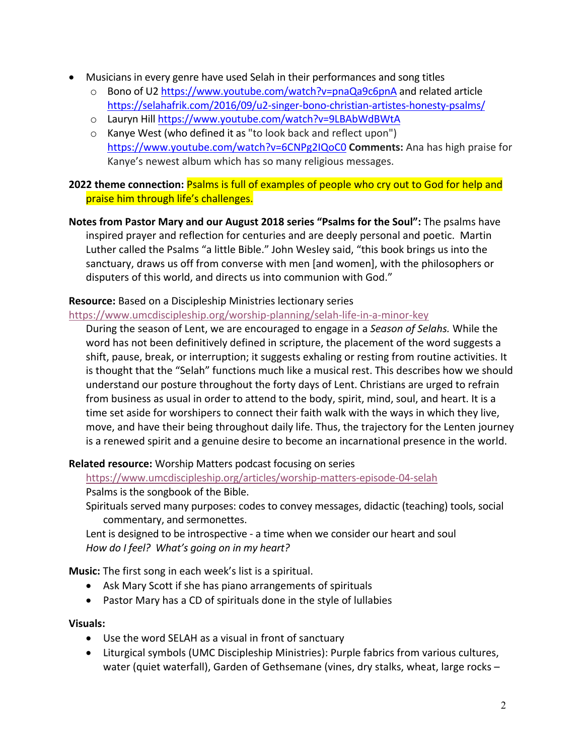- Musicians in every genre have used Selah in their performances and song titles
  - Bono of U2 https://www.youtube.com/watch?v=pnaQa9c6pnA and related article https://selahafrik.com/2016/09/u2-singer-bono-christian-artistes-honesty-psalms/
  - Lauryn Hill https://www.youtube.com/watch?v=9LBAbWdBWtA
  - Kanye West (who defined it as "to look back and reflect upon") https://www.youtube.com/watch?v=6CNPg2IQoC0 **Comments:** Ana has high praise for Kanye's newest album which has so many religious messages.

**2022 theme connection:** Psalms is full of examples of people who cry out to God for help and praise him through life's challenges.

**Notes from Pastor Mary and our August 2018 series "Psalms for the Soul":** The psalms have inspired prayer and reflection for centuries and are deeply personal and poetic. Martin Luther called the Psalms "a little Bible." John Wesley said, "this book brings us into the sanctuary, draws us off from converse with men [and women], with the philosophers or disputers of this world, and directs us into communion with God."

**Resource:** Based on a Discipleship Ministries lectionary series https://www.umcdiscipleship.org/worship-planning/selah-life-in-a-minor-key

During the season of Lent, we are encouraged to engage in a *Season of Selahs.* While the word has not been definitively defined in scripture, the placement of the word suggests a shift, pause, break, or interruption; it suggests exhaling or resting from routine activities. It is thought that the "Selah" functions much like a musical rest. This describes how we should understand our posture throughout the forty days of Lent. Christians are urged to refrain from business as usual in order to attend to the body, spirit, mind, soul, and heart. It is a time set aside for worshipers to connect their faith walk with the ways in which they live, move, and have their being throughout daily life. Thus, the trajectory for the Lenten journey is a renewed spirit and a genuine desire to become an incarnational presence in the world.

**Related resource:** Worship Matters podcast focusing on series

https://www.umcdiscipleship.org/articles/worship-matters-episode-04-selah

Psalms is the songbook of the Bible.

Spirituals served many purposes: codes to convey messages, didactic (teaching) tools, social commentary, and sermonettes.

Lent is designed to be introspective - a time when we consider our heart and soul

*How do I feel? What's going on in my heart?*

**Music:** The first song in each week's list is a spiritual.

- Ask Mary Scott if she has piano arrangements of spirituals
- Pastor Mary has a CD of spirituals done in the style of lullabies

**Visuals:**

- Use the word SELAH as a visual in front of sanctuary
- Liturgical symbols (UMC Discipleship Ministries): Purple fabrics from various cultures, water (quiet waterfall), Garden of Gethsemane (vines, dry stalks, wheat, large rocks –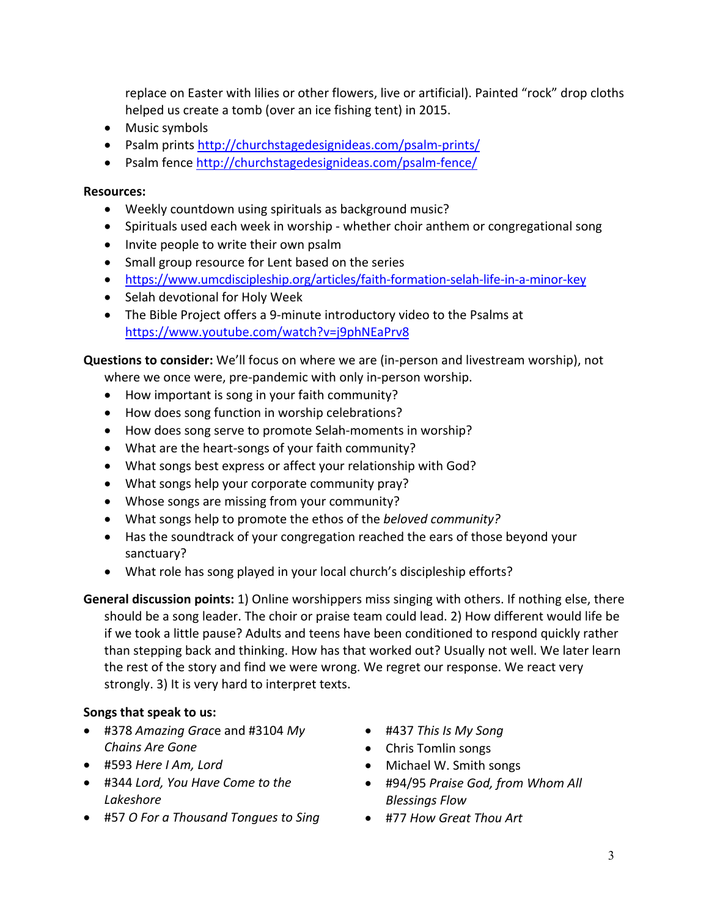replace on Easter with lilies or other flowers, live or artificial). Painted "rock" drop cloths helped us create a tomb (over an ice fishing tent) in 2015.

- Music symbols
- Psalm prints http://churchstagedesignideas.com/psalm-prints/
- Psalm fence http://churchstagedesignideas.com/psalm-fence/

**Resources:**

- Weekly countdown using spirituals as background music?
- Spirituals used each week in worship - whether choir anthem or congregational song
- Invite people to write their own psalm
- Small group resource for Lent based on the series
- https://www.umcdiscipleship.org/articles/faith-formation-selah-life-in-a-minor-key
- Selah devotional for Holy Week
- The Bible Project offers a 9-minute introductory video to the Psalms at https://www.youtube.com/watch?v=j9phNEaPrv8

**Questions to consider:** We'll focus on where we are (in-person and livestream worship), not where we once were, pre-pandemic with only in-person worship.

- How important is song in your faith community?
- How does song function in worship celebrations?
- How does song serve to promote Selah-moments in worship?
- What are the heart-songs of your faith community?
- What songs best express or affect your relationship with God?
- What songs help your corporate community pray?
- Whose songs are missing from your community?
- What songs help to promote the ethos of the *beloved community?*
- Has the soundtrack of your congregation reached the ears of those beyond your sanctuary?
- What role has song played in your local church's discipleship efforts?

**General discussion points:** 1) Online worshippers miss singing with others. If nothing else, there should be a song leader. The choir or praise team could lead. 2) How different would life be if we took a little pause? Adults and teens have been conditioned to respond quickly rather than stepping back and thinking. How has that worked out? Usually not well. We later learn the rest of the story and find we were wrong. We regret our response. We react very strongly. 3) It is very hard to interpret texts.

**Songs that speak to us:**

- #378 *Amazing Grace* and #3104 *My Chains Are Gone*
- #593 *Here I Am, Lord*
- #344 *Lord, You Have Come to the Lakeshore*
- #57 *O For a Thousand Tongues to Sing*
- #437 *This Is My Song*
- Chris Tomlin songs
- Michael W. Smith songs
- #94/95 *Praise God, from Whom All Blessings Flow*
- #77 *How Great Thou Art*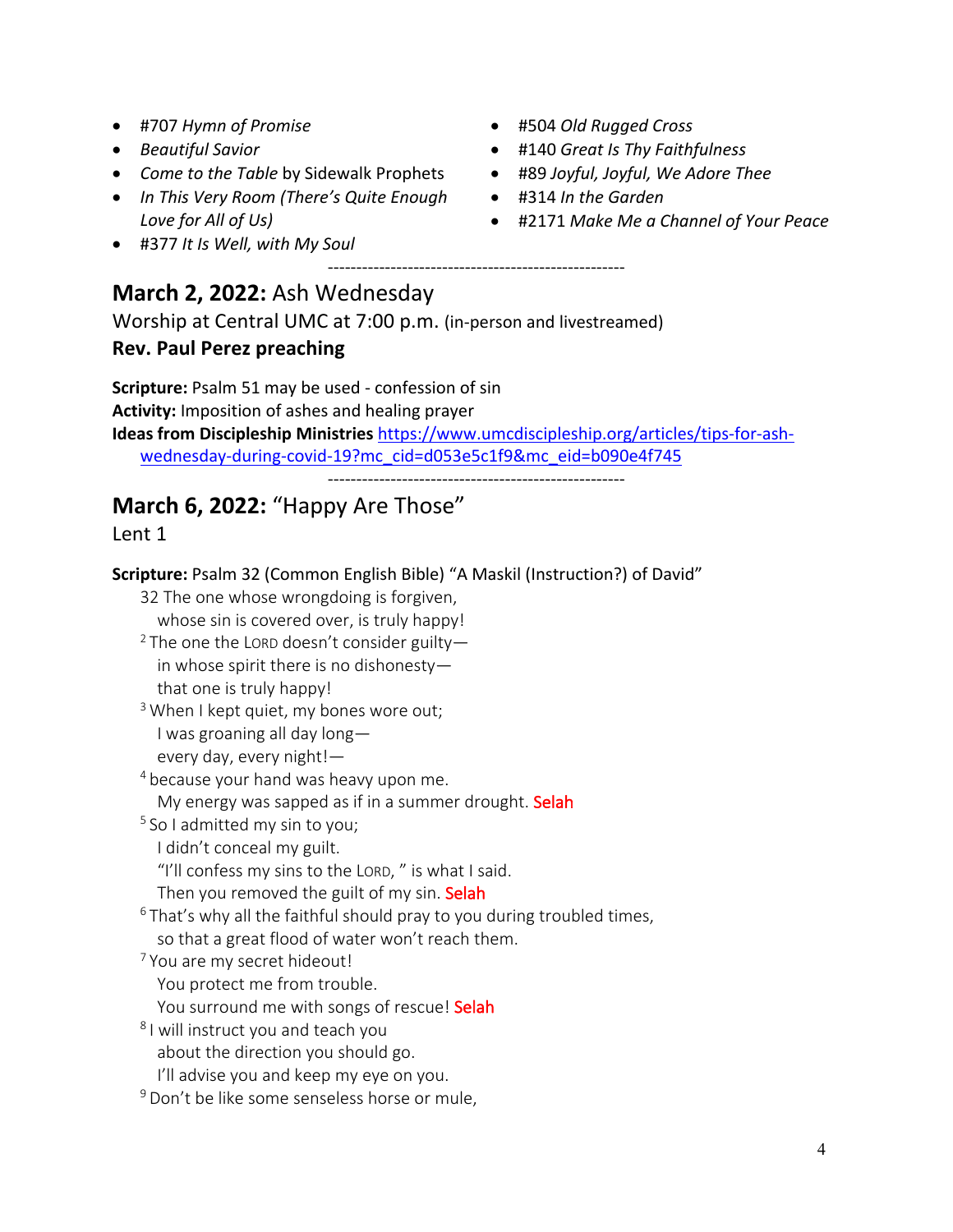- #707 *Hymn of Promise*
- *Beautiful Savior*
- *Come to the Table* by Sidewalk Prophets
- *In This Very Room (There's Quite Enough Love for All of Us)*
- #377 *It Is Well, with My Soul*
- #504 *Old Rugged Cross*
- #140 *Great Is Thy Faithfulness*
- #89 *Joyful, Joyful, We Adore Thee*
- #314 *In the Garden*
- #2171 *Make Me a Channel of Your Peace*

---

## **March 2, 2022:** Ash Wednesday

Worship at Central UMC at 7:00 p.m. (in-person and livestreamed)

**Rev. Paul Perez preaching**

**Scripture:** Psalm 51 may be used - confession of sin
**Activity:** Imposition of ashes and healing prayer
**Ideas from Discipleship Ministries** [https://www.umcdiscipleship.org/articles/tips-for-ash-wednesday-during-covid-19?mc_cid=d053e5c1f9&mc_eid=b090e4f745](https://www.umcdiscipleship.org/articles/tips-for-ash-wednesday-during-covid-19?mc_cid=d053e5c1f9&mc_eid=b090e4f745)

---

## **March 6, 2022:** "Happy Are Those"

Lent 1

**Scripture:** Psalm 32 (Common English Bible) "A Maskil (Instruction?) of David"

32 The one whose wrongdoing is forgiven,
  whose sin is covered over, is truly happy!
[2] The one the LORD doesn't consider guilty—
  in whose spirit there is no dishonesty—
  that one is truly happy!
[3] When I kept quiet, my bones wore out;
  I was groaning all day long—
  every day, every night!—
[4] because your hand was heavy upon me.
  My energy was sapped as if in a summer drought. Selah
[5] So I admitted my sin to you;
  I didn't conceal my guilt.
  "I'll confess my sins to the LORD, " is what I said.
  Then you removed the guilt of my sin. Selah
[6] That's why all the faithful should pray to you during troubled times,
  so that a great flood of water won't reach them.
[7] You are my secret hideout!
  You protect me from trouble.
  You surround me with songs of rescue! Selah
[8] I will instruct you and teach you
  about the direction you should go.
  I'll advise you and keep my eye on you.
[9] Don't be like some senseless horse or mule,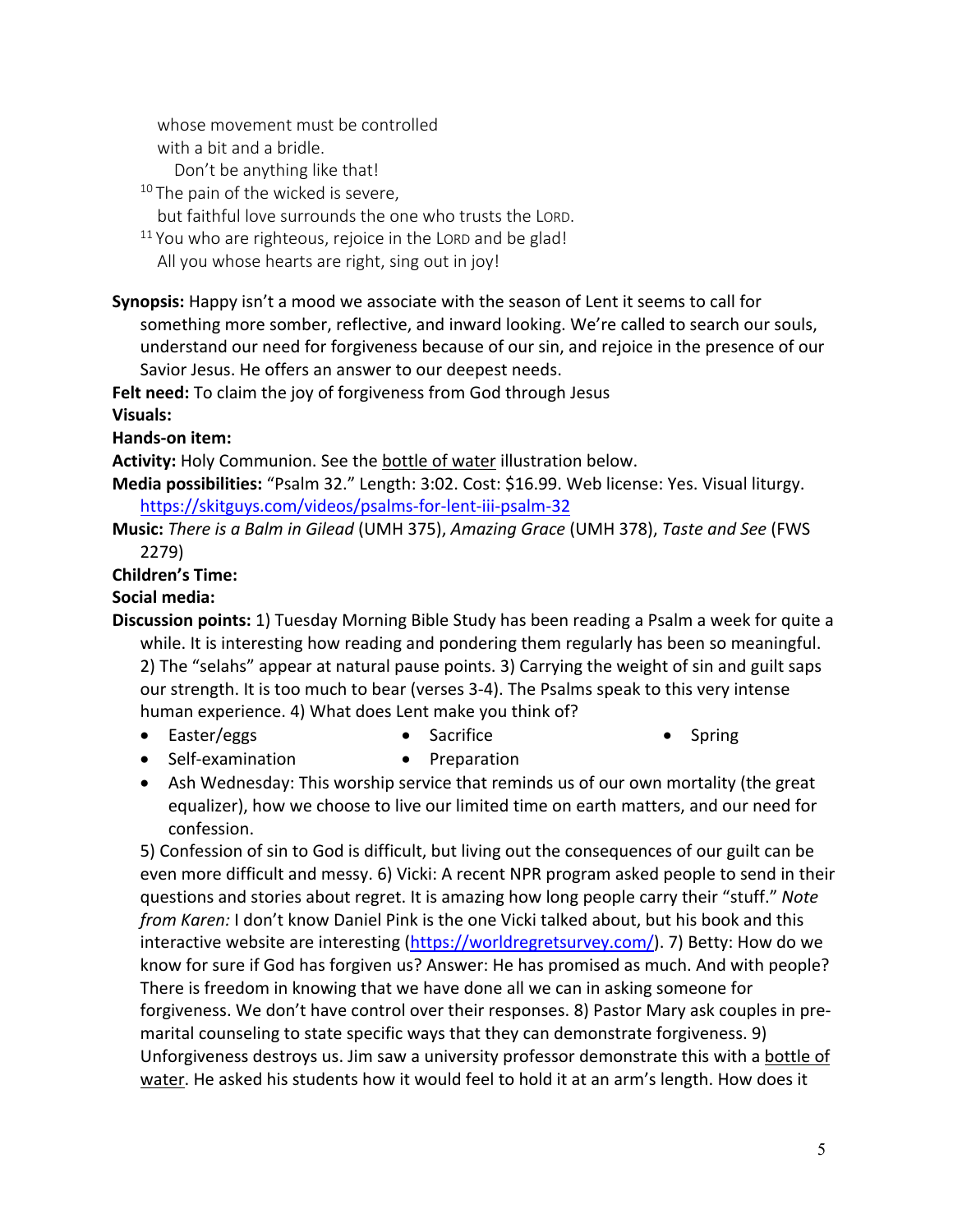whose movement must be controlled
with a bit and a bridle.
Don't be anything like that!

[10] The pain of the wicked is severe,
but faithful love surrounds the one who trusts the LORD.

[11] You who are righteous, rejoice in the LORD and be glad!
All you whose hearts are right, sing out in joy!

**Synopsis:** Happy isn't a mood we associate with the season of Lent it seems to call for something more somber, reflective, and inward looking. We're called to search our souls, understand our need for forgiveness because of our sin, and rejoice in the presence of our Savior Jesus. He offers an answer to our deepest needs.

**Felt need:** To claim the joy of forgiveness from God through Jesus

**Visuals:**

**Hands-on item:**

**Activity:** Holy Communion. See the bottle of water illustration below.

**Media possibilities:** "Psalm 32." Length: 3:02. Cost: $16.99. Web license: Yes. Visual liturgy. https://skitguys.com/videos/psalms-for-lent-iii-psalm-32

**Music:** *There is a Balm in Gilead* (UMH 375), *Amazing Grace* (UMH 378), *Taste and See* (FWS 2279)

**Children's Time:**

**Social media:**

**Discussion points:** 1) Tuesday Morning Bible Study has been reading a Psalm a week for quite a while. It is interesting how reading and pondering them regularly has been so meaningful. 2) The "selahs" appear at natural pause points. 3) Carrying the weight of sin and guilt saps our strength. It is too much to bear (verses 3-4). The Psalms speak to this very intense human experience. 4) What does Lent make you think of?

- Easter/eggs
- Sacrifice
- Spring
- Self-examination
- Preparation
- Ash Wednesday: This worship service that reminds us of our own mortality (the great equalizer), how we choose to live our limited time on earth matters, and our need for confession.

5) Confession of sin to God is difficult, but living out the consequences of our guilt can be even more difficult and messy. 6) Vicki: A recent NPR program asked people to send in their questions and stories about regret. It is amazing how long people carry their "stuff." *Note from Karen:* I don't know Daniel Pink is the one Vicki talked about, but his book and this interactive website are interesting (https://worldregretsurvey.com/). 7) Betty: How do we know for sure if God has forgiven us? Answer: He has promised as much. And with people? There is freedom in knowing that we have done all we can in asking someone for forgiveness. We don't have control over their responses. 8) Pastor Mary ask couples in pre-marital counseling to state specific ways that they can demonstrate forgiveness. 9) Unforgiveness destroys us. Jim saw a university professor demonstrate this with a bottle of water. He asked his students how it would feel to hold it at an arm's length. How does it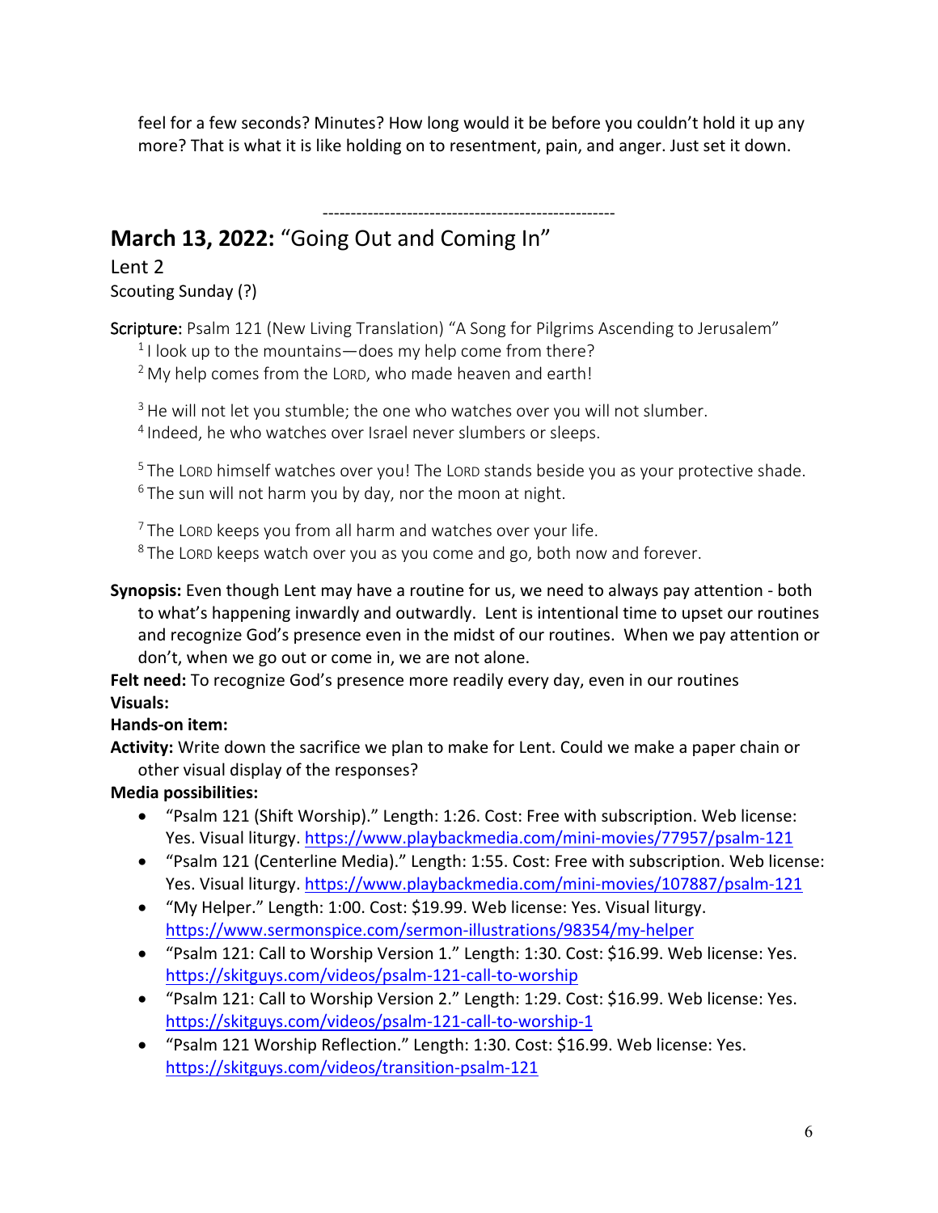feel for a few seconds? Minutes? How long would it be before you couldn't hold it up any more? That is what it is like holding on to resentment, pain, and anger. Just set it down.

-----------------------------------------------------

## **March 13, 2022:** "Going Out and Coming In"

Lent 2

Scouting Sunday (?)

**Scripture:** Psalm 121 (New Living Translation) "A Song for Pilgrims Ascending to Jerusalem"

[1] I look up to the mountains—does my help come from there?
[2] My help comes from the LORD, who made heaven and earth!

[3] He will not let you stumble; the one who watches over you will not slumber.
[4] Indeed, he who watches over Israel never slumbers or sleeps.

[5] The LORD himself watches over you! The LORD stands beside you as your protective shade.
[6] The sun will not harm you by day, nor the moon at night.

[7] The LORD keeps you from all harm and watches over your life.
[8] The LORD keeps watch over you as you come and go, both now and forever.

**Synopsis:** Even though Lent may have a routine for us, we need to always pay attention - both to what's happening inwardly and outwardly. Lent is intentional time to upset our routines and recognize God's presence even in the midst of our routines. When we pay attention or don't, when we go out or come in, we are not alone.

**Felt need:** To recognize God's presence more readily every day, even in our routines

**Visuals:**

**Hands-on item:**

**Activity:** Write down the sacrifice we plan to make for Lent. Could we make a paper chain or other visual display of the responses?

**Media possibilities:**

- "Psalm 121 (Shift Worship)." Length: 1:26. Cost: Free with subscription. Web license: Yes. Visual liturgy. https://www.playbackmedia.com/mini-movies/77957/psalm-121
- "Psalm 121 (Centerline Media)." Length: 1:55. Cost: Free with subscription. Web license: Yes. Visual liturgy. https://www.playbackmedia.com/mini-movies/107887/psalm-121
- "My Helper." Length: 1:00. Cost: $19.99. Web license: Yes. Visual liturgy. https://www.sermonspice.com/sermon-illustrations/98354/my-helper
- "Psalm 121: Call to Worship Version 1." Length: 1:30. Cost: $16.99. Web license: Yes. https://skitguys.com/videos/psalm-121-call-to-worship
- "Psalm 121: Call to Worship Version 2." Length: 1:29. Cost: $16.99. Web license: Yes. https://skitguys.com/videos/psalm-121-call-to-worship-1
- "Psalm 121 Worship Reflection." Length: 1:30. Cost: $16.99. Web license: Yes. https://skitguys.com/videos/transition-psalm-121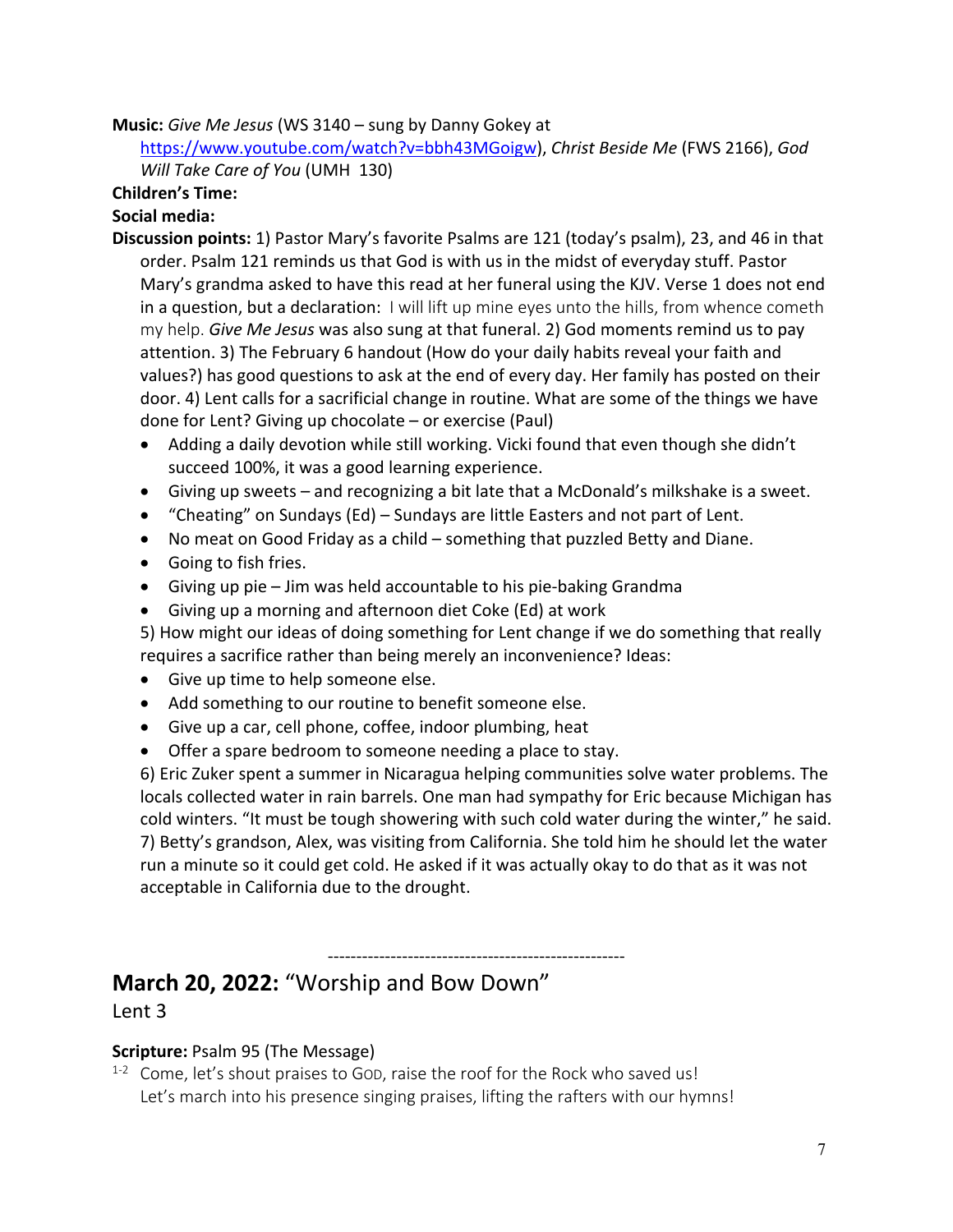**Music:** *Give Me Jesus* (WS 3140 – sung by Danny Gokey at https://www.youtube.com/watch?v=bbh43MGoigw), *Christ Beside Me* (FWS 2166), *God Will Take Care of You* (UMH 130)

**Children's Time:**

**Social media:**

**Discussion points:** 1) Pastor Mary's favorite Psalms are 121 (today's psalm), 23, and 46 in that order. Psalm 121 reminds us that God is with us in the midst of everyday stuff. Pastor Mary's grandma asked to have this read at her funeral using the KJV. Verse 1 does not end in a question, but a declaration: I will lift up mine eyes unto the hills, from whence cometh my help. *Give Me Jesus* was also sung at that funeral. 2) God moments remind us to pay attention. 3) The February 6 handout (How do your daily habits reveal your faith and values?) has good questions to ask at the end of every day. Her family has posted on their door. 4) Lent calls for a sacrificial change in routine. What are some of the things we have done for Lent? Giving up chocolate – or exercise (Paul)

- Adding a daily devotion while still working. Vicki found that even though she didn't succeed 100%, it was a good learning experience.
- Giving up sweets – and recognizing a bit late that a McDonald's milkshake is a sweet.
- "Cheating" on Sundays (Ed) – Sundays are little Easters and not part of Lent.
- No meat on Good Friday as a child – something that puzzled Betty and Diane.
- Going to fish fries.
- Giving up pie – Jim was held accountable to his pie-baking Grandma
- Giving up a morning and afternoon diet Coke (Ed) at work

5) How might our ideas of doing something for Lent change if we do something that really requires a sacrifice rather than being merely an inconvenience? Ideas:

- Give up time to help someone else.
- Add something to our routine to benefit someone else.
- Give up a car, cell phone, coffee, indoor plumbing, heat
- Offer a spare bedroom to someone needing a place to stay.

6) Eric Zuker spent a summer in Nicaragua helping communities solve water problems. The locals collected water in rain barrels. One man had sympathy for Eric because Michigan has cold winters. "It must be tough showering with such cold water during the winter," he said. 7) Betty's grandson, Alex, was visiting from California. She told him he should let the water run a minute so it could get cold. He asked if it was actually okay to do that as it was not acceptable in California due to the drought.

----------------------------------------------------

## **March 20, 2022:** "Worship and Bow Down"

Lent 3

**Scripture:** Psalm 95 (The Message)

1-2 Come, let's shout praises to GOD, raise the roof for the Rock who saved us!
Let's march into his presence singing praises, lifting the rafters with our hymns!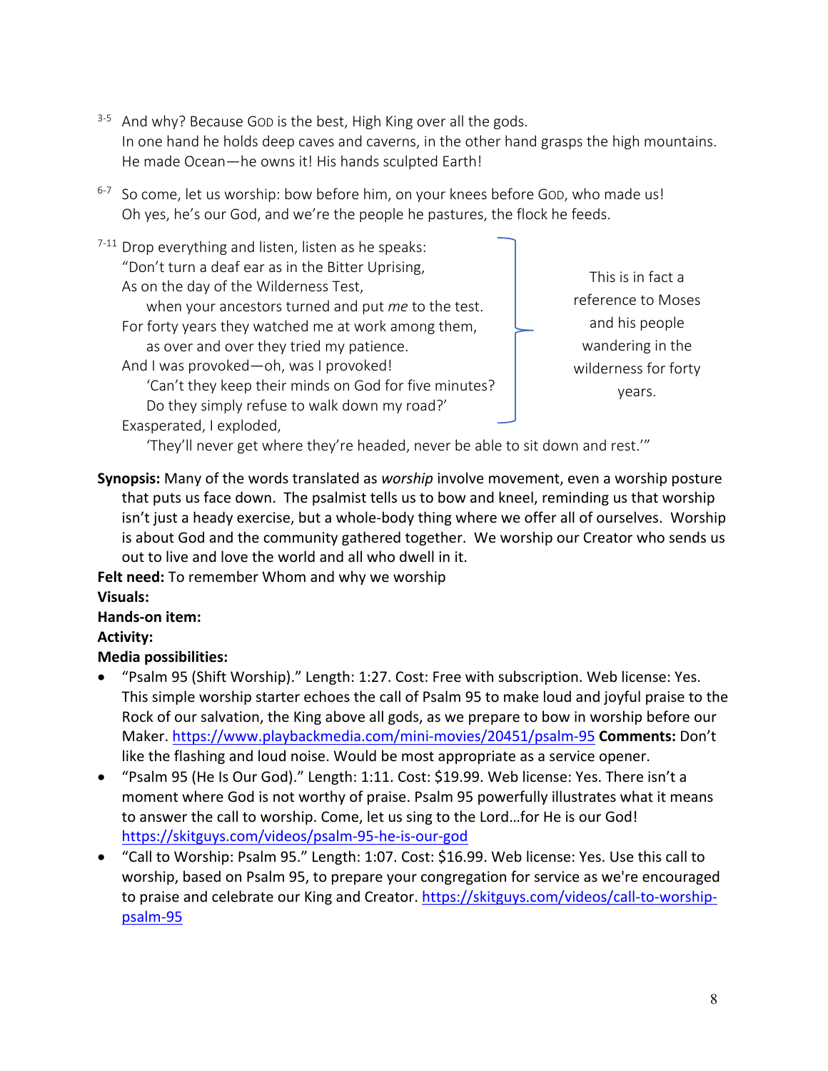[3-5] And why? Because GOD is the best, High King over all the gods.
In one hand he holds deep caves and caverns, in the other hand grasps the high mountains.
He made Ocean—he owns it! His hands sculpted Earth!

[6-7] So come, let us worship: bow before him, on your knees before GOD, who made us!
Oh yes, he's our God, and we're the people he pastures, the flock he feeds.

[7-11] Drop everything and listen, listen as he speaks:
"Don't turn a deaf ear as in the Bitter Uprising,
As on the day of the Wilderness Test,
  when your ancestors turned and put *me* to the test.
For forty years they watched me at work among them,
  as over and over they tried my patience.
And I was provoked—oh, was I provoked!
  'Can't they keep their minds on God for five minutes?
  Do they simply refuse to walk down my road?'
Exasperated, I exploded,
  'They'll never get where they're headed, never be able to sit down and rest.'"

This is in fact a reference to Moses and his people wandering in the wilderness for forty years.

**Synopsis:** Many of the words translated as *worship* involve movement, even a worship posture that puts us face down. The psalmist tells us to bow and kneel, reminding us that worship isn't just a heady exercise, but a whole-body thing where we offer all of ourselves. Worship is about God and the community gathered together. We worship our Creator who sends us out to live and love the world and all who dwell in it.

**Felt need:** To remember Whom and why we worship

**Visuals:**

**Hands-on item:**

**Activity:**

**Media possibilities:**

- "Psalm 95 (Shift Worship)." Length: 1:27. Cost: Free with subscription. Web license: Yes. This simple worship starter echoes the call of Psalm 95 to make loud and joyful praise to the Rock of our salvation, the King above all gods, as we prepare to bow in worship before our Maker. https://www.playbackmedia.com/mini-movies/20451/psalm-95 **Comments:** Don't like the flashing and loud noise. Would be most appropriate as a service opener.
- "Psalm 95 (He Is Our God)." Length: 1:11. Cost: $19.99. Web license: Yes. There isn't a moment where God is not worthy of praise. Psalm 95 powerfully illustrates what it means to answer the call to worship. Come, let us sing to the Lord…for He is our God! https://skitguys.com/videos/psalm-95-he-is-our-god
- "Call to Worship: Psalm 95." Length: 1:07. Cost: $16.99. Web license: Yes. Use this call to worship, based on Psalm 95, to prepare your congregation for service as we're encouraged to praise and celebrate our King and Creator. https://skitguys.com/videos/call-to-worship-psalm-95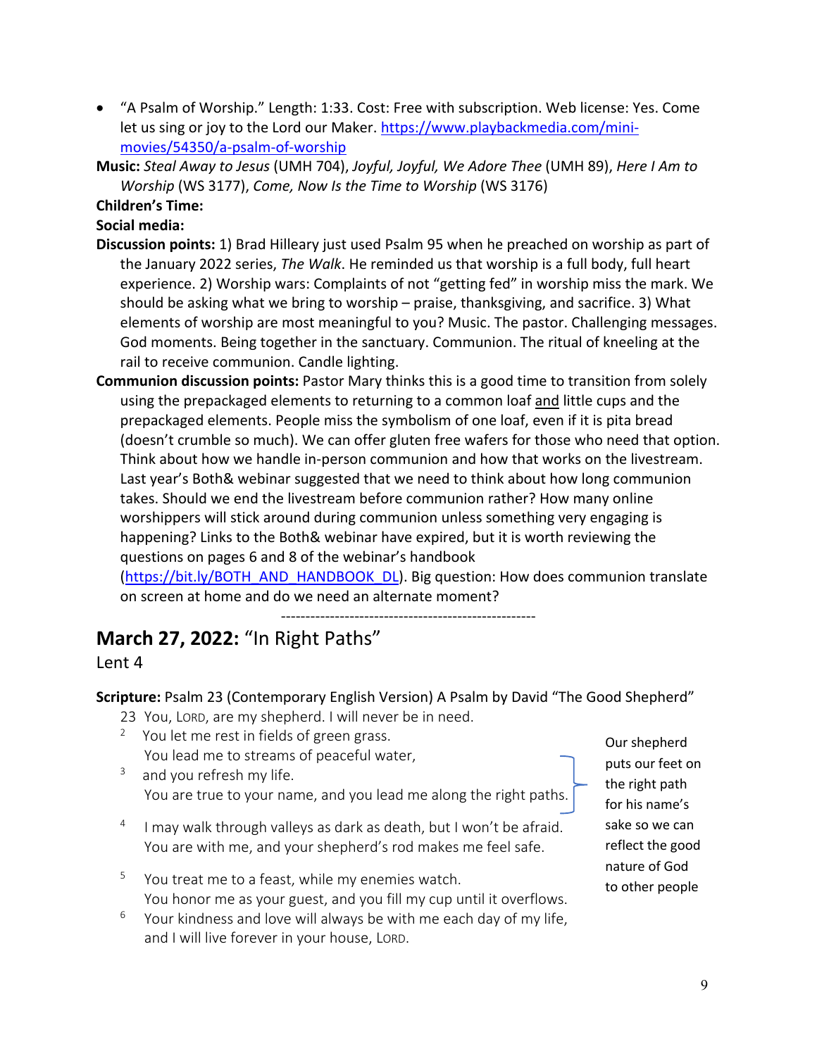- "A Psalm of Worship." Length: 1:33. Cost: Free with subscription. Web license: Yes. Come let us sing or joy to the Lord our Maker. https://www.playbackmedia.com/mini-movies/54350/a-psalm-of-worship

**Music:** *Steal Away to Jesus* (UMH 704), *Joyful, Joyful, We Adore Thee* (UMH 89), *Here I Am to Worship* (WS 3177), *Come, Now Is the Time to Worship* (WS 3176)

**Children's Time:**

**Social media:**

**Discussion points:** 1) Brad Hilleary just used Psalm 95 when he preached on worship as part of the January 2022 series, *The Walk*. He reminded us that worship is a full body, full heart experience. 2) Worship wars: Complaints of not "getting fed" in worship miss the mark. We should be asking what we bring to worship – praise, thanksgiving, and sacrifice. 3) What elements of worship are most meaningful to you? Music. The pastor. Challenging messages. God moments. Being together in the sanctuary. Communion. The ritual of kneeling at the rail to receive communion. Candle lighting.

**Communion discussion points:** Pastor Mary thinks this is a good time to transition from solely using the prepackaged elements to returning to a common loaf and little cups and the prepackaged elements. People miss the symbolism of one loaf, even if it is pita bread (doesn't crumble so much). We can offer gluten free wafers for those who need that option. Think about how we handle in-person communion and how that works on the livestream. Last year's Both& webinar suggested that we need to think about how long communion takes. Should we end the livestream before communion rather? How many online worshippers will stick around during communion unless something very engaging is happening? Links to the Both& webinar have expired, but it is worth reviewing the questions on pages 6 and 8 of the webinar's handbook (https://bit.ly/BOTH_AND_HANDBOOK_DL). Big question: How does communion translate on screen at home and do we need an alternate moment?

-----------------------------------------------------

## March 27, 2022: "In Right Paths"

Lent 4

**Scripture:** Psalm 23 (Contemporary English Version) A Psalm by David "The Good Shepherd"

23 You, LORD, are my shepherd. I will never be in need.
[2] You let me rest in fields of green grass.
You lead me to streams of peaceful water,
[3] and you refresh my life.
You are true to your name, and you lead me along the right paths.

[4] I may walk through valleys as dark as death, but I won't be afraid.
You are with me, and your shepherd's rod makes me feel safe.

[5] You treat me to a feast, while my enemies watch.
You honor me as your guest, and you fill my cup until it overflows.
[6] Your kindness and love will always be with me each day of my life,
and I will live forever in your house, LORD.

Our shepherd puts our feet on the right path for his name's sake so we can reflect the good nature of God to other people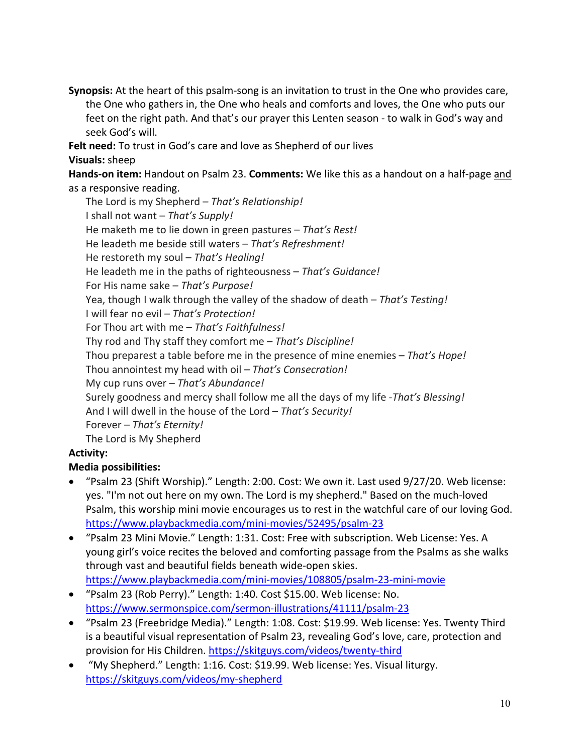**Synopsis:** At the heart of this psalm-song is an invitation to trust in the One who provides care, the One who gathers in, the One who heals and comforts and loves, the One who puts our feet on the right path. And that's our prayer this Lenten season - to walk in God's way and seek God's will.

**Felt need:** To trust in God's care and love as Shepherd of our lives

**Visuals:** sheep

**Hands-on item:** Handout on Psalm 23. **Comments:** We like this as a handout on a half-page and as a responsive reading.

The Lord is my Shepherd – *That's Relationship!*
I shall not want – *That's Supply!*
He maketh me to lie down in green pastures – *That's Rest!*
He leadeth me beside still waters – *That's Refreshment!*
He restoreth my soul – *That's Healing!*
He leadeth me in the paths of righteousness – *That's Guidance!*
For His name sake – *That's Purpose!*
Yea, though I walk through the valley of the shadow of death – *That's Testing!*
I will fear no evil – *That's Protection!*
For Thou art with me – *That's Faithfulness!*
Thy rod and Thy staff they comfort me – *That's Discipline!*
Thou preparest a table before me in the presence of mine enemies – *That's Hope!*
Thou annointest my head with oil – *That's Consecration!*
My cup runs over – *That's Abundance!*
Surely goodness and mercy shall follow me all the days of my life -*That's Blessing!*
And I will dwell in the house of the Lord – *That's Security!*
Forever – *That's Eternity!*
The Lord is My Shepherd

**Activity:**

**Media possibilities:**

- "Psalm 23 (Shift Worship)." Length: 2:00. Cost: We own it. Last used 9/27/20. Web license: yes. "I'm not out here on my own. The Lord is my shepherd." Based on the much-loved Psalm, this worship mini movie encourages us to rest in the watchful care of our loving God. https://www.playbackmedia.com/mini-movies/52495/psalm-23
- "Psalm 23 Mini Movie." Length: 1:31. Cost: Free with subscription. Web License: Yes. A young girl's voice recites the beloved and comforting passage from the Psalms as she walks through vast and beautiful fields beneath wide-open skies. https://www.playbackmedia.com/mini-movies/108805/psalm-23-mini-movie
- "Psalm 23 (Rob Perry)." Length: 1:40. Cost $15.00. Web license: No. https://www.sermonspice.com/sermon-illustrations/41111/psalm-23
- "Psalm 23 (Freebridge Media)." Length: 1:08. Cost: $19.99. Web license: Yes. Twenty Third is a beautiful visual representation of Psalm 23, revealing God's love, care, protection and provision for His Children. https://skitguys.com/videos/twenty-third
- "My Shepherd." Length: 1:16. Cost: $19.99. Web license: Yes. Visual liturgy. https://skitguys.com/videos/my-shepherd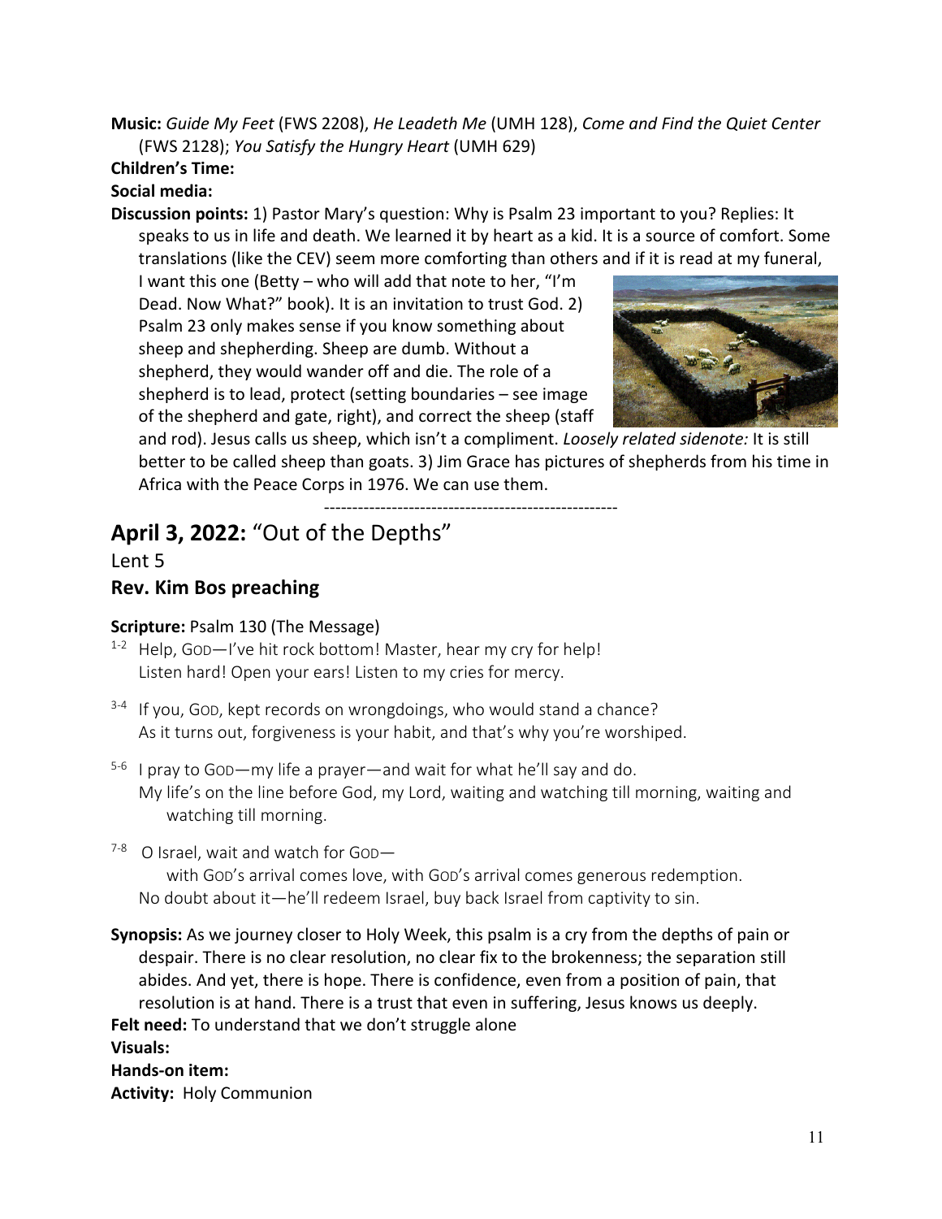**Music:** *Guide My Feet* (FWS 2208), *He Leadeth Me* (UMH 128), *Come and Find the Quiet Center* (FWS 2128); *You Satisfy the Hungry Heart* (UMH 629)

**Children's Time:**

**Social media:**

**Discussion points:** 1) Pastor Mary's question: Why is Psalm 23 important to you? Replies: It speaks to us in life and death. We learned it by heart as a kid. It is a source of comfort. Some translations (like the CEV) seem more comforting than others and if it is read at my funeral, I want this one (Betty – who will add that note to her, "I'm Dead. Now What?" book). It is an invitation to trust God. 2) Psalm 23 only makes sense if you know something about sheep and shepherding. Sheep are dumb. Without a shepherd, they would wander off and die. The role of a shepherd is to lead, protect (setting boundaries – see image of the shepherd and gate, right), and correct the sheep (staff and rod). Jesus calls us sheep, which isn't a compliment. *Loosely related sidenote:* It is still better to be called sheep than goats. 3) Jim Grace has pictures of shepherds from his time in Africa with the Peace Corps in 1976. We can use them.

-----------------------------------------------------

## April 3, 2022: "Out of the Depths"

Lent 5

### Rev. Kim Bos preaching

**Scripture:** Psalm 130 (The Message)

1-2 Help, GOD—I've hit rock bottom! Master, hear my cry for help!
Listen hard! Open your ears! Listen to my cries for mercy.

3-4 If you, GOD, kept records on wrongdoings, who would stand a chance?
As it turns out, forgiveness is your habit, and that's why you're worshiped.

5-6 I pray to GOD—my life a prayer—and wait for what he'll say and do.
My life's on the line before God, my Lord, waiting and watching till morning, waiting and watching till morning.

7-8 O Israel, wait and watch for GOD—
with GOD's arrival comes love, with GOD's arrival comes generous redemption.
No doubt about it—he'll redeem Israel, buy back Israel from captivity to sin.

**Synopsis:** As we journey closer to Holy Week, this psalm is a cry from the depths of pain or despair. There is no clear resolution, no clear fix to the brokenness; the separation still abides. And yet, there is hope. There is confidence, even from a position of pain, that resolution is at hand. There is a trust that even in suffering, Jesus knows us deeply.

**Felt need:** To understand that we don't struggle alone

**Visuals:**

**Hands-on item:**

**Activity:** Holy Communion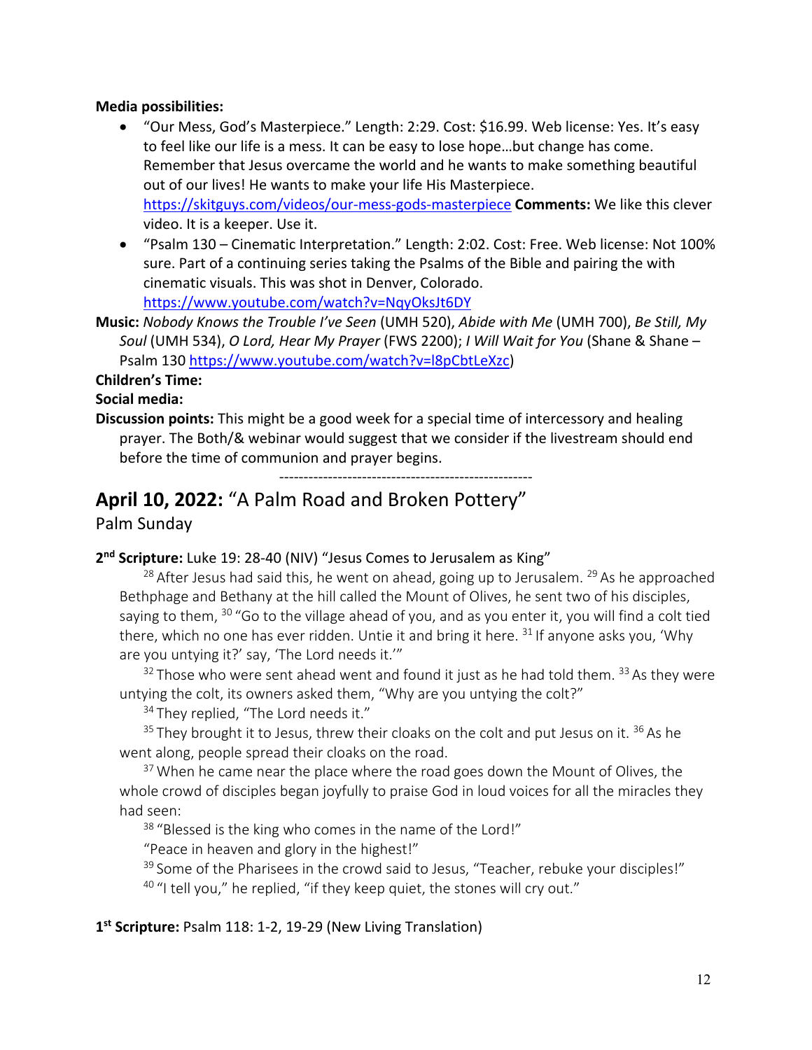**Media possibilities:**

- "Our Mess, God's Masterpiece." Length: 2:29. Cost: $16.99. Web license: Yes. It's easy to feel like our life is a mess. It can be easy to lose hope…but change has come. Remember that Jesus overcame the world and he wants to make something beautiful out of our lives! He wants to make your life His Masterpiece. https://skitguys.com/videos/our-mess-gods-masterpiece **Comments:** We like this clever video. It is a keeper. Use it.
- "Psalm 130 – Cinematic Interpretation." Length: 2:02. Cost: Free. Web license: Not 100% sure. Part of a continuing series taking the Psalms of the Bible and pairing the with cinematic visuals. This was shot in Denver, Colorado. https://www.youtube.com/watch?v=NqyOksJt6DY

**Music:** *Nobody Knows the Trouble I've Seen* (UMH 520), *Abide with Me* (UMH 700), *Be Still, My Soul* (UMH 534), *O Lord, Hear My Prayer* (FWS 2200); *I Will Wait for You* (Shane & Shane – Psalm 130 https://www.youtube.com/watch?v=l8pCbtLeXzc)

**Children's Time:**

**Social media:**

**Discussion points:** This might be a good week for a special time of intercessory and healing prayer. The Both/& webinar would suggest that we consider if the livestream should end before the time of communion and prayer begins.

----------------------------------------------------

## **April 10, 2022:** "A Palm Road and Broken Pottery"

Palm Sunday

**2nd Scripture:** Luke 19: 28-40 (NIV) "Jesus Comes to Jerusalem as King"

[28] After Jesus had said this, he went on ahead, going up to Jerusalem. [29] As he approached Bethphage and Bethany at the hill called the Mount of Olives, he sent two of his disciples, saying to them, [30] "Go to the village ahead of you, and as you enter it, you will find a colt tied there, which no one has ever ridden. Untie it and bring it here. [31] If anyone asks you, 'Why are you untying it?' say, 'The Lord needs it.'"

[32] Those who were sent ahead went and found it just as he had told them. [33] As they were untying the colt, its owners asked them, "Why are you untying the colt?"

[34] They replied, "The Lord needs it."

[35] They brought it to Jesus, threw their cloaks on the colt and put Jesus on it. [36] As he went along, people spread their cloaks on the road.

[37] When he came near the place where the road goes down the Mount of Olives, the whole crowd of disciples began joyfully to praise God in loud voices for all the miracles they had seen:

[38] "Blessed is the king who comes in the name of the Lord!"

"Peace in heaven and glory in the highest!"

[39] Some of the Pharisees in the crowd said to Jesus, "Teacher, rebuke your disciples!"

[40] "I tell you," he replied, "if they keep quiet, the stones will cry out."

**1st Scripture:** Psalm 118: 1-2, 19-29 (New Living Translation)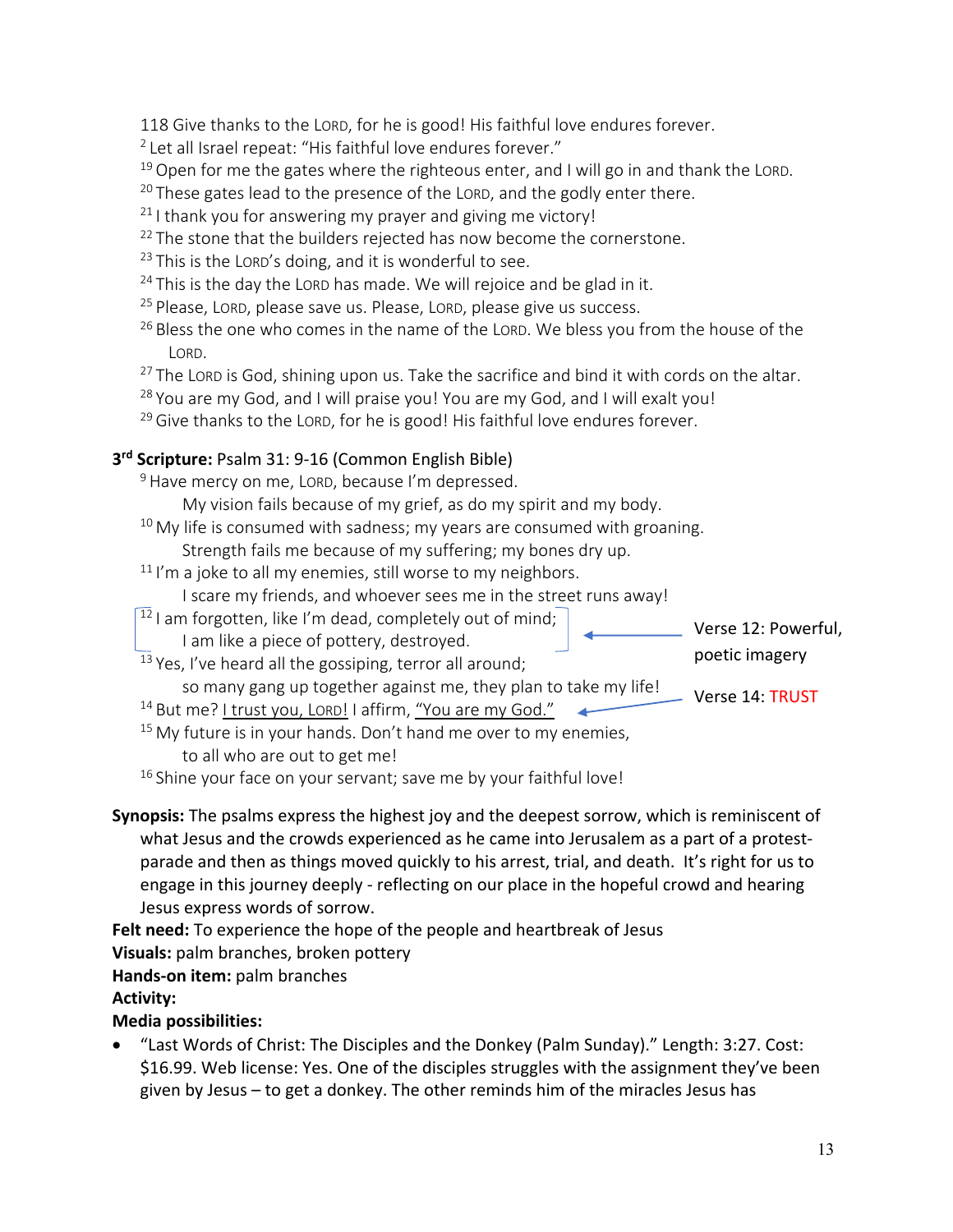118 Give thanks to the LORD, for he is good! His faithful love endures forever.

[2] Let all Israel repeat: “His faithful love endures forever.”

[19] Open for me the gates where the righteous enter, and I will go in and thank the LORD.

[20] These gates lead to the presence of the LORD, and the godly enter there.

[21] I thank you for answering my prayer and giving me victory!

[22] The stone that the builders rejected has now become the cornerstone.

[23] This is the LORD’s doing, and it is wonderful to see.

[24] This is the day the LORD has made. We will rejoice and be glad in it.

[25] Please, LORD, please save us. Please, LORD, please give us success.

[26] Bless the one who comes in the name of the LORD. We bless you from the house of the LORD.

[27] The LORD is God, shining upon us. Take the sacrifice and bind it with cords on the altar.

[28] You are my God, and I will praise you! You are my God, and I will exalt you!

[29] Give thanks to the LORD, for he is good! His faithful love endures forever.

**3rd Scripture:** Psalm 31: 9-16 (Common English Bible)

[9] Have mercy on me, LORD, because I’m depressed.
My vision fails because of my grief, as do my spirit and my body.

[10] My life is consumed with sadness; my years are consumed with groaning.
Strength fails me because of my suffering; my bones dry up.

[11] I’m a joke to all my enemies, still worse to my neighbors.
I scare my friends, and whoever sees me in the street runs away!

[12] I am forgotten, like I’m dead, completely out of mind;
I am like a piece of pottery, destroyed. ← Verse 12: Powerful, poetic imagery

[13] Yes, I’ve heard all the gossiping, terror all around;
so many gang up together against me, they plan to take my life!

[14] But me? I trust you, LORD! I affirm, “You are my God.” ← Verse 14: TRUST

[15] My future is in your hands. Don’t hand me over to my enemies,
to all who are out to get me!

[16] Shine your face on your servant; save me by your faithful love!

**Synopsis:** The psalms express the highest joy and the deepest sorrow, which is reminiscent of what Jesus and the crowds experienced as he came into Jerusalem as a part of a protest-parade and then as things moved quickly to his arrest, trial, and death. It’s right for us to engage in this journey deeply - reflecting on our place in the hopeful crowd and hearing Jesus express words of sorrow.

**Felt need:** To experience the hope of the people and heartbreak of Jesus

**Visuals:** palm branches, broken pottery

**Hands-on item:** palm branches

**Activity:**

**Media possibilities:**

- “Last Words of Christ: The Disciples and the Donkey (Palm Sunday).” Length: 3:27. Cost: $16.99. Web license: Yes. One of the disciples struggles with the assignment they’ve been given by Jesus – to get a donkey. The other reminds him of the miracles Jesus has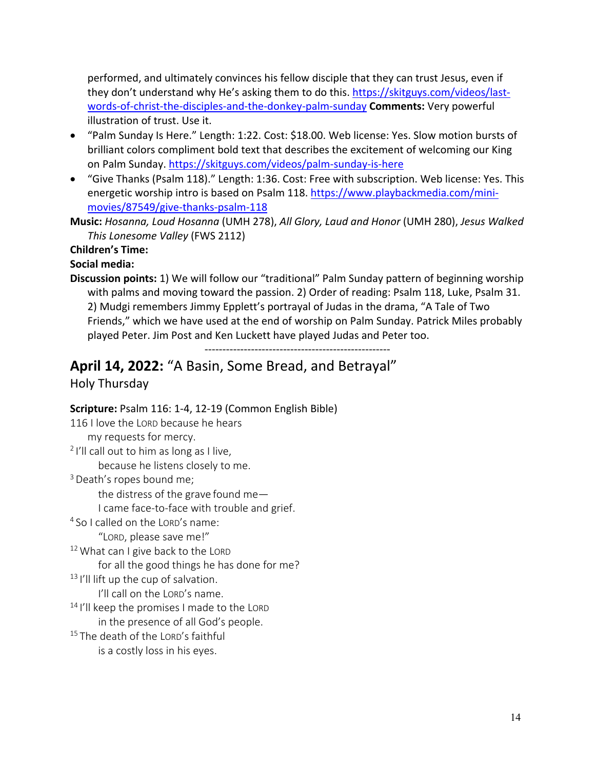performed, and ultimately convinces his fellow disciple that they can trust Jesus, even if they don't understand why He's asking them to do this. https://skitguys.com/videos/last-words-of-christ-the-disciples-and-the-donkey-palm-sunday **Comments:** Very powerful illustration of trust. Use it.

- "Palm Sunday Is Here." Length: 1:22. Cost: $18.00. Web license: Yes. Slow motion bursts of brilliant colors compliment bold text that describes the excitement of welcoming our King on Palm Sunday. https://skitguys.com/videos/palm-sunday-is-here
- "Give Thanks (Psalm 118)." Length: 1:36. Cost: Free with subscription. Web license: Yes. This energetic worship intro is based on Psalm 118. https://www.playbackmedia.com/mini-movies/87549/give-thanks-psalm-118

**Music:** *Hosanna, Loud Hosanna* (UMH 278), *All Glory, Laud and Honor* (UMH 280), *Jesus Walked This Lonesome Valley* (FWS 2112)

**Children's Time:**

**Social media:**

**Discussion points:** 1) We will follow our "traditional" Palm Sunday pattern of beginning worship with palms and moving toward the passion. 2) Order of reading: Psalm 118, Luke, Psalm 31. 2) Mudgi remembers Jimmy Epplett's portrayal of Judas in the drama, "A Tale of Two Friends," which we have used at the end of worship on Palm Sunday. Patrick Miles probably played Peter. Jim Post and Ken Luckett have played Judas and Peter too.

-----------------------------------------------------

## **April 14, 2022:** "A Basin, Some Bread, and Betrayal"

Holy Thursday

**Scripture:** Psalm 116: 1-4, 12-19 (Common English Bible)

116 I love the LORD because he hears
my requests for mercy.
[2] I'll call out to him as long as I live,
because he listens closely to me.
[3] Death's ropes bound me;
the distress of the grave found me—
I came face-to-face with trouble and grief.
[4] So I called on the LORD's name:
"LORD, please save me!"
[12] What can I give back to the LORD
for all the good things he has done for me?
[13] I'll lift up the cup of salvation.
I'll call on the LORD's name.
[14] I'll keep the promises I made to the LORD
in the presence of all God's people.
[15] The death of the LORD's faithful
is a costly loss in his eyes.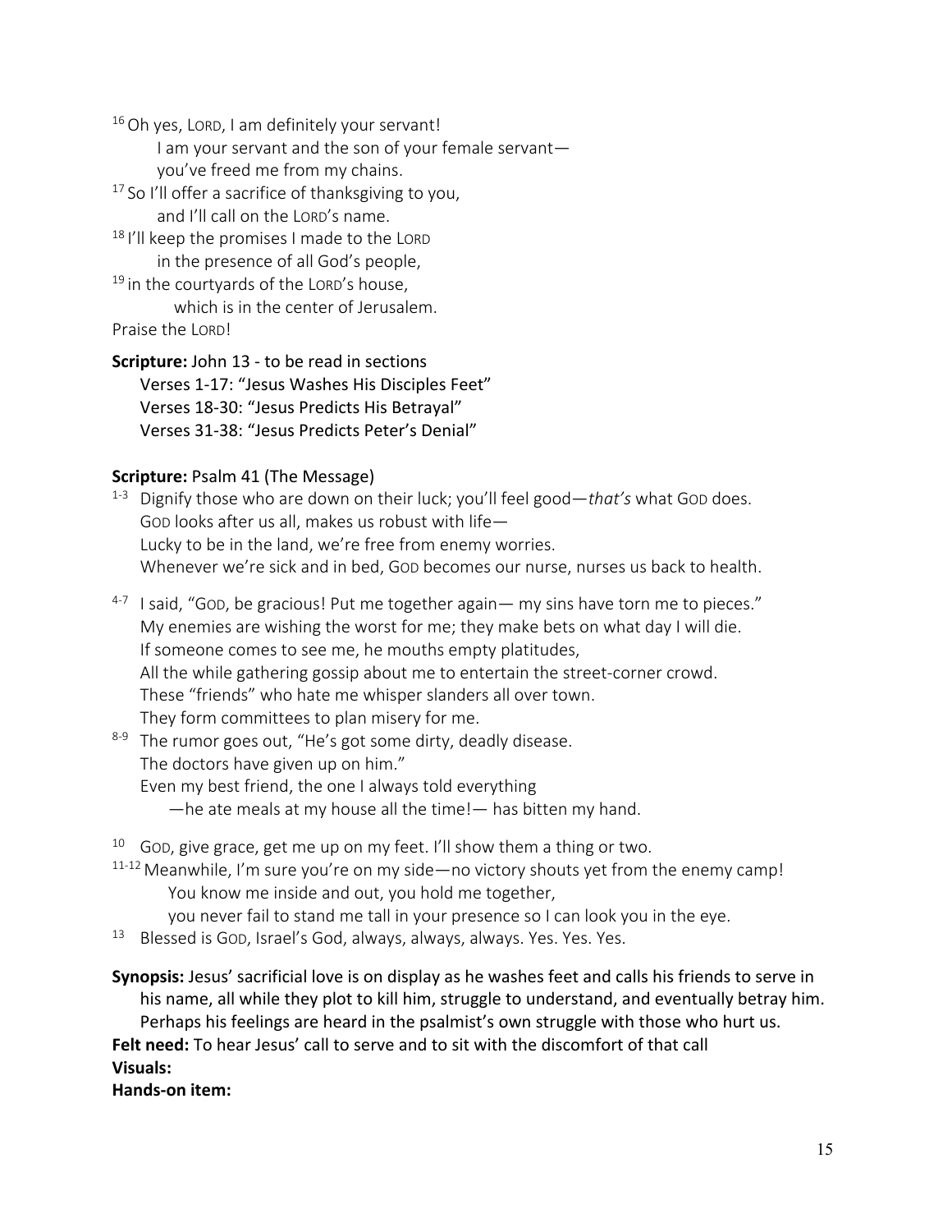[16] Oh yes, LORD, I am definitely your servant!
  I am your servant and the son of your female servant—
  you've freed me from my chains.
[17] So I'll offer a sacrifice of thanksgiving to you,
  and I'll call on the LORD's name.
[18] I'll keep the promises I made to the LORD
  in the presence of all God's people,
[19] in the courtyards of the LORD's house,
  which is in the center of Jerusalem.
Praise the LORD!

**Scripture:** John 13 - to be read in sections
Verses 1-17: "Jesus Washes His Disciples Feet"
Verses 18-30: "Jesus Predicts His Betrayal"
Verses 31-38: "Jesus Predicts Peter's Denial"

**Scripture:** Psalm 41 (The Message)

[1-3] Dignify those who are down on their luck; you'll feel good—*that's* what GOD does.
GOD looks after us all, makes us robust with life—
Lucky to be in the land, we're free from enemy worries.
Whenever we're sick and in bed, GOD becomes our nurse, nurses us back to health.

[4-7] I said, "GOD, be gracious! Put me together again— my sins have torn me to pieces."
My enemies are wishing the worst for me; they make bets on what day I will die.
If someone comes to see me, he mouths empty platitudes,
All the while gathering gossip about me to entertain the street-corner crowd.
These "friends" who hate me whisper slanders all over town.
They form committees to plan misery for me.

[8-9] The rumor goes out, "He's got some dirty, deadly disease.
The doctors have given up on him."
Even my best friend, the one I always told everything
—he ate meals at my house all the time!— has bitten my hand.

[10] GOD, give grace, get me up on my feet. I'll show them a thing or two.

[11-12] Meanwhile, I'm sure you're on my side—no victory shouts yet from the enemy camp!
You know me inside and out, you hold me together,
you never fail to stand me tall in your presence so I can look you in the eye.

[13] Blessed is GOD, Israel's God, always, always, always. Yes. Yes. Yes.

**Synopsis:** Jesus' sacrificial love is on display as he washes feet and calls his friends to serve in his name, all while they plot to kill him, struggle to understand, and eventually betray him. Perhaps his feelings are heard in the psalmist's own struggle with those who hurt us.

**Felt need:** To hear Jesus' call to serve and to sit with the discomfort of that call

**Visuals:**

**Hands-on item:**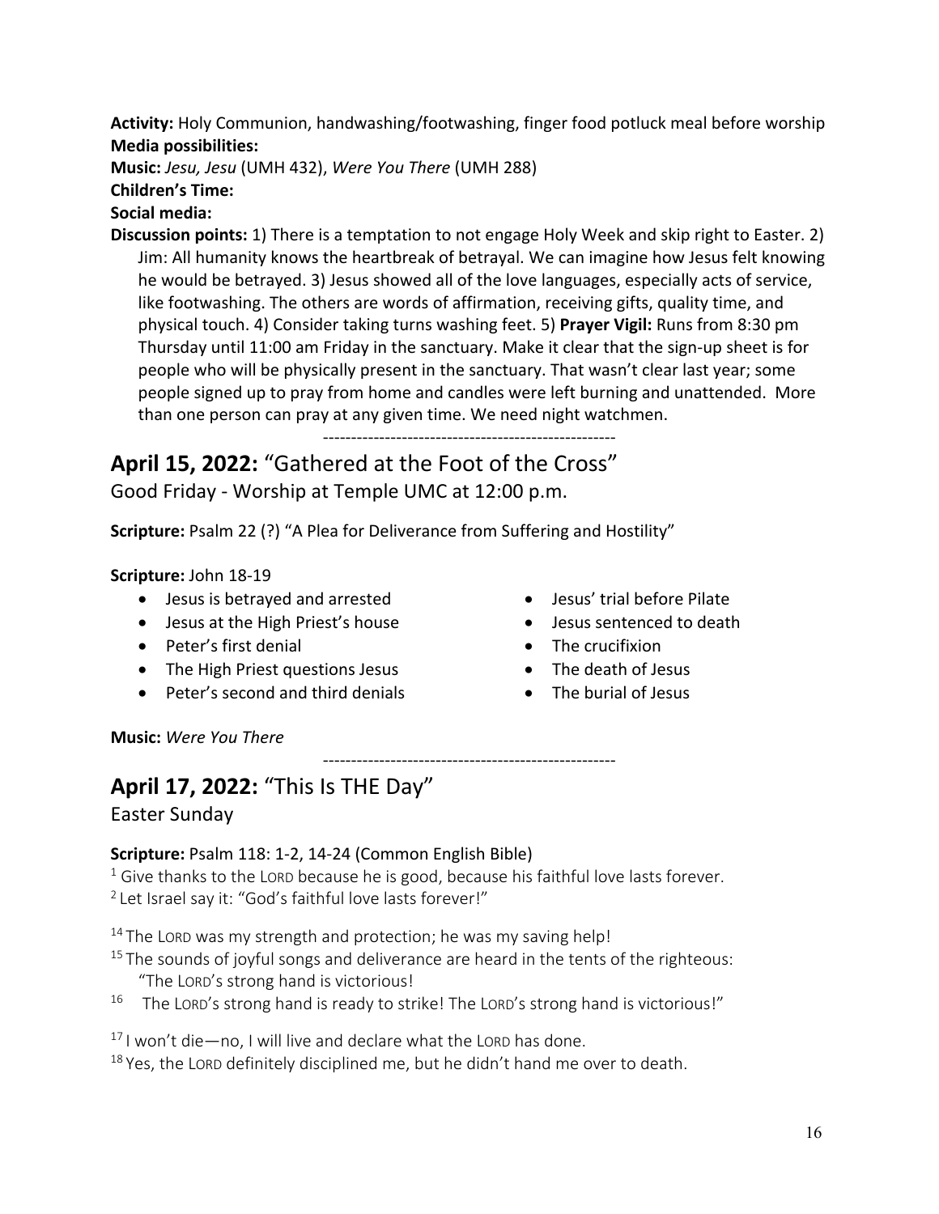**Activity:** Holy Communion, handwashing/footwashing, finger food potluck meal before worship
**Media possibilities:**
**Music:** *Jesu, Jesu* (UMH 432), *Were You There* (UMH 288)
**Children's Time:**
**Social media:**
**Discussion points:** 1) There is a temptation to not engage Holy Week and skip right to Easter. 2) Jim: All humanity knows the heartbreak of betrayal. We can imagine how Jesus felt knowing he would be betrayed. 3) Jesus showed all of the love languages, especially acts of service, like footwashing. The others are words of affirmation, receiving gifts, quality time, and physical touch. 4) Consider taking turns washing feet. 5) **Prayer Vigil:** Runs from 8:30 pm Thursday until 11:00 am Friday in the sanctuary. Make it clear that the sign-up sheet is for people who will be physically present in the sanctuary. That wasn't clear last year; some people signed up to pray from home and candles were left burning and unattended. More than one person can pray at any given time. We need night watchmen.

----------------------------------------------------

## **April 15, 2022:** "Gathered at the Foot of the Cross"

Good Friday - Worship at Temple UMC at 12:00 p.m.

**Scripture:** Psalm 22 (?) "A Plea for Deliverance from Suffering and Hostility"

**Scripture:** John 18-19

- Jesus is betrayed and arrested
- Jesus at the High Priest's house
- Peter's first denial
- The High Priest questions Jesus
- Peter's second and third denials
- Jesus' trial before Pilate
- Jesus sentenced to death
- The crucifixion
- The death of Jesus
- The burial of Jesus

**Music:** *Were You There*

----------------------------------------------------

## **April 17, 2022:** "This Is THE Day"

Easter Sunday

**Scripture:** Psalm 118: 1-2, 14-24 (Common English Bible)

[1] Give thanks to the LORD because he is good, because his faithful love lasts forever.
[2] Let Israel say it: "God's faithful love lasts forever!"

[14] The LORD was my strength and protection; he was my saving help!
[15] The sounds of joyful songs and deliverance are heard in the tents of the righteous:
"The LORD's strong hand is victorious!
[16] The LORD's strong hand is ready to strike! The LORD's strong hand is victorious!"

[17] I won't die—no, I will live and declare what the LORD has done.
[18] Yes, the LORD definitely disciplined me, but he didn't hand me over to death.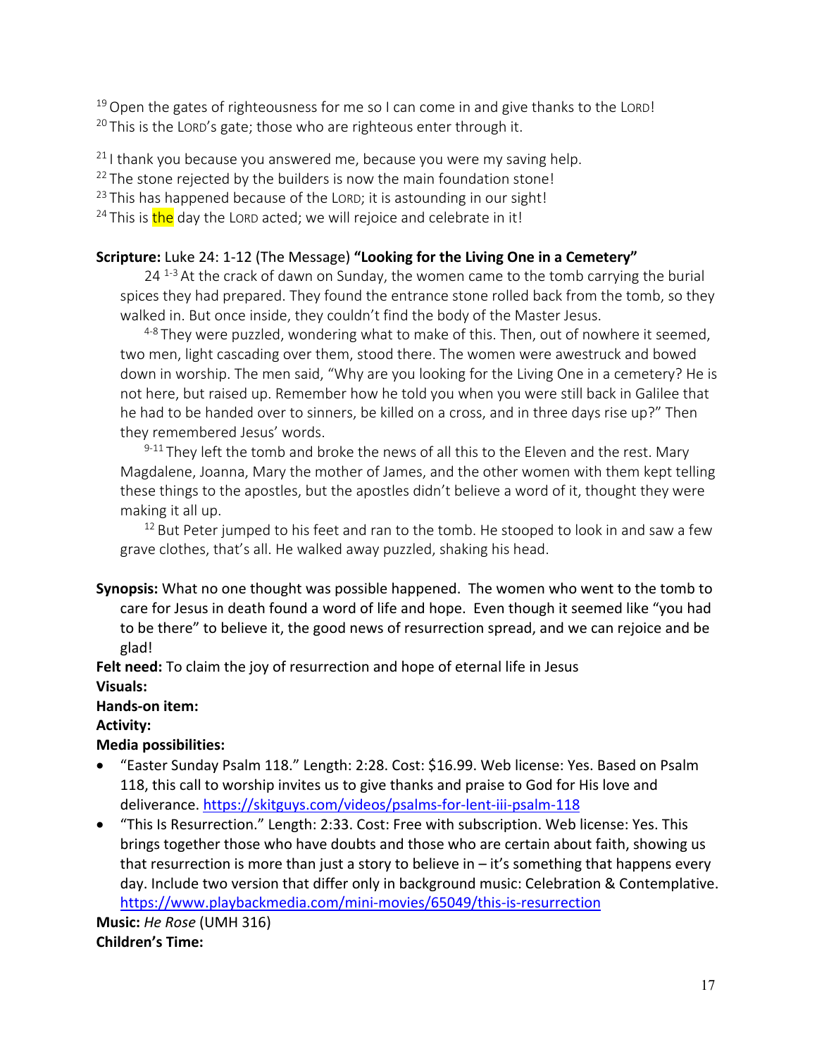[19] Open the gates of righteousness for me so I can come in and give thanks to the LORD!
[20] This is the LORD's gate; those who are righteous enter through it.

[21] I thank you because you answered me, because you were my saving help.
[22] The stone rejected by the builders is now the main foundation stone!
[23] This has happened because of the LORD; it is astounding in our sight!
[24] This is the day the LORD acted; we will rejoice and celebrate in it!

**Scripture:** Luke 24: 1-12 (The Message) **"Looking for the Living One in a Cemetery"**

24 [1-3] At the crack of dawn on Sunday, the women came to the tomb carrying the burial spices they had prepared. They found the entrance stone rolled back from the tomb, so they walked in. But once inside, they couldn't find the body of the Master Jesus.

[4-8] They were puzzled, wondering what to make of this. Then, out of nowhere it seemed, two men, light cascading over them, stood there. The women were awestruck and bowed down in worship. The men said, "Why are you looking for the Living One in a cemetery? He is not here, but raised up. Remember how he told you when you were still back in Galilee that he had to be handed over to sinners, be killed on a cross, and in three days rise up?" Then they remembered Jesus' words.

[9-11] They left the tomb and broke the news of all this to the Eleven and the rest. Mary Magdalene, Joanna, Mary the mother of James, and the other women with them kept telling these things to the apostles, but the apostles didn't believe a word of it, thought they were making it all up.

[12] But Peter jumped to his feet and ran to the tomb. He stooped to look in and saw a few grave clothes, that's all. He walked away puzzled, shaking his head.

**Synopsis:** What no one thought was possible happened. The women who went to the tomb to care for Jesus in death found a word of life and hope. Even though it seemed like "you had to be there" to believe it, the good news of resurrection spread, and we can rejoice and be glad!

**Felt need:** To claim the joy of resurrection and hope of eternal life in Jesus

**Visuals:**

**Hands-on item:**

**Activity:**

**Media possibilities:**

- "Easter Sunday Psalm 118." Length: 2:28. Cost: $16.99. Web license: Yes. Based on Psalm 118, this call to worship invites us to give thanks and praise to God for His love and deliverance. https://skitguys.com/videos/psalms-for-lent-iii-psalm-118
- "This Is Resurrection." Length: 2:33. Cost: Free with subscription. Web license: Yes. This brings together those who have doubts and those who are certain about faith, showing us that resurrection is more than just a story to believe in – it's something that happens every day. Include two version that differ only in background music: Celebration & Contemplative. https://www.playbackmedia.com/mini-movies/65049/this-is-resurrection

**Music:** *He Rose* (UMH 316)

**Children's Time:**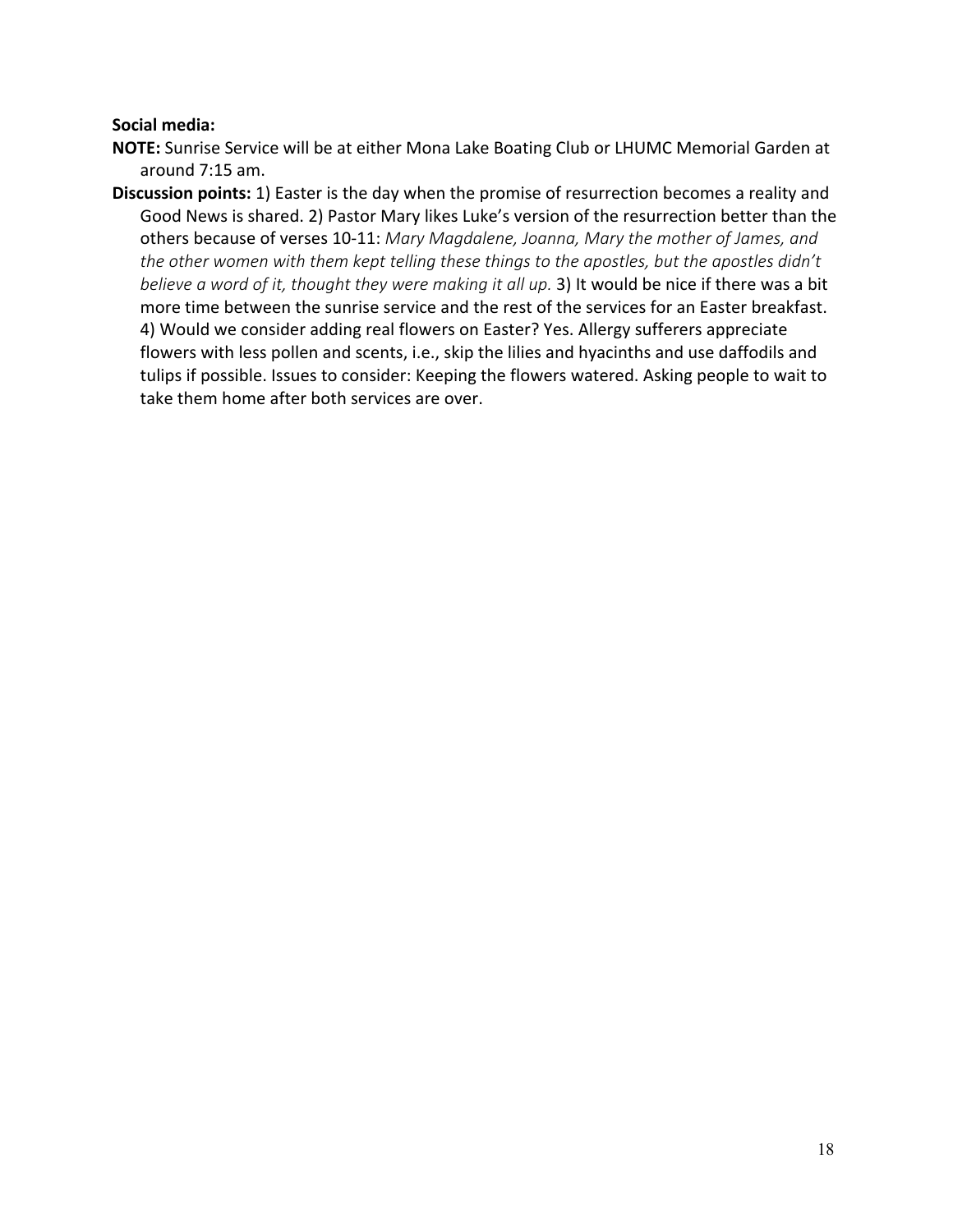**Social media:**

**NOTE:** Sunrise Service will be at either Mona Lake Boating Club or LHUMC Memorial Garden at around 7:15 am.

**Discussion points:** 1) Easter is the day when the promise of resurrection becomes a reality and Good News is shared. 2) Pastor Mary likes Luke's version of the resurrection better than the others because of verses 10-11: *Mary Magdalene, Joanna, Mary the mother of James, and the other women with them kept telling these things to the apostles, but the apostles didn't believe a word of it, thought they were making it all up.* 3) It would be nice if there was a bit more time between the sunrise service and the rest of the services for an Easter breakfast. 4) Would we consider adding real flowers on Easter? Yes. Allergy sufferers appreciate flowers with less pollen and scents, i.e., skip the lilies and hyacinths and use daffodils and tulips if possible. Issues to consider: Keeping the flowers watered. Asking people to wait to take them home after both services are over.